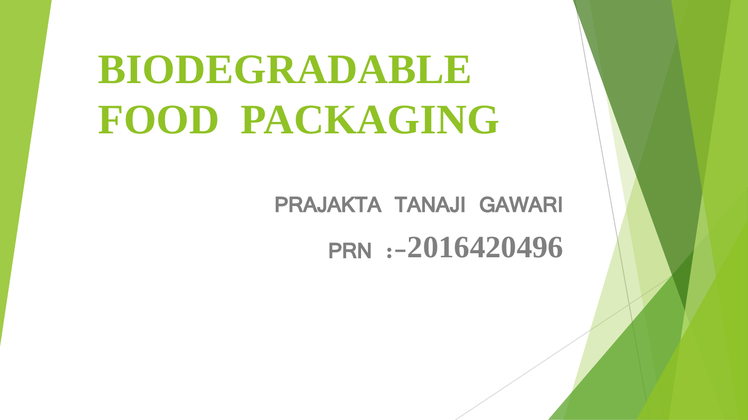# BIODEGRADABLE FOOD PACKAGING

PRAJAKTA TANAJI GAWARI

PRN :–2016420496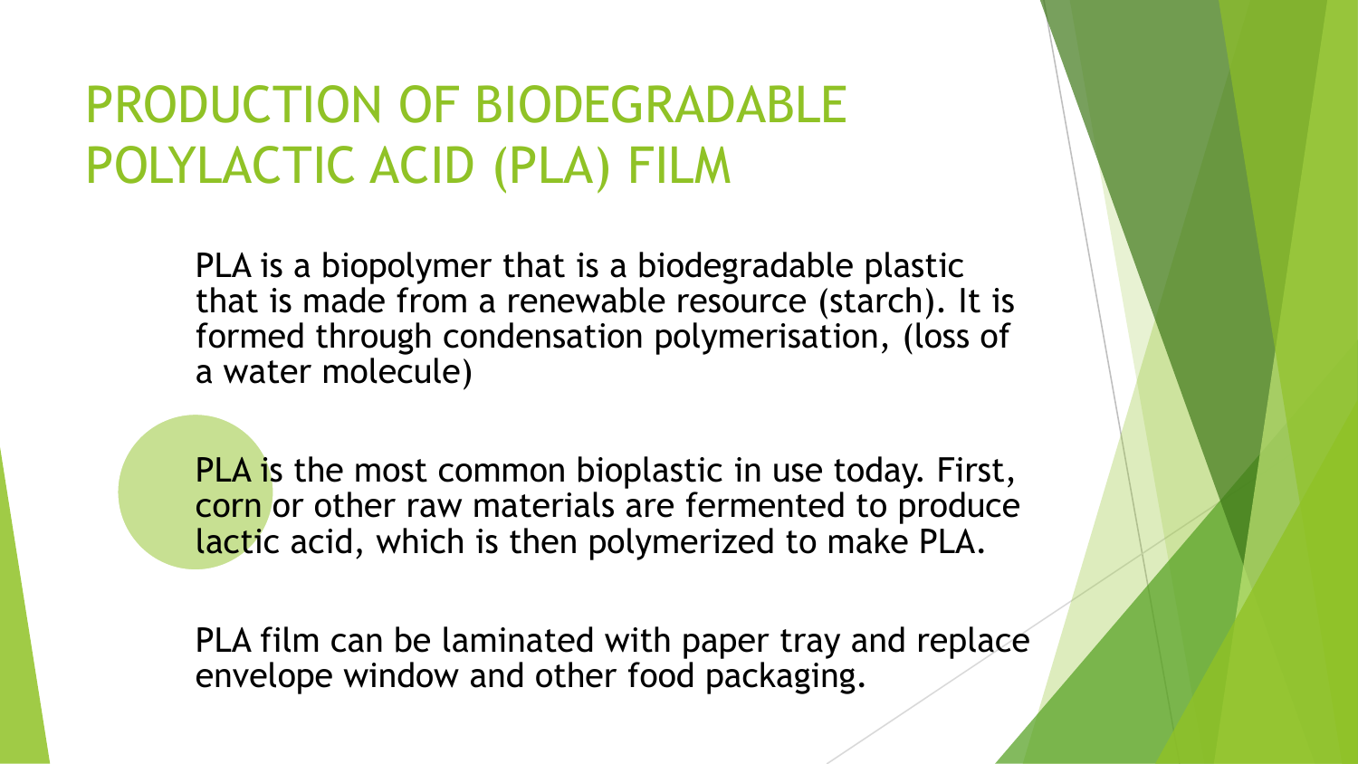# PRODUCTION OF BIODEGRADABLE POLYLACTIC ACID (PLA) FILM

PLA is a biopolymer that is a biodegradable plastic that is made from a renewable resource (starch). It is formed through condensation polymerisation, (loss of a water molecule)

PLA is the most common bioplastic in use today. First, corn or other raw materials are fermented to produce lactic acid, which is then polymerized to make PLA.

PLA film can be laminated with paper tray and replace envelope window and other food packaging.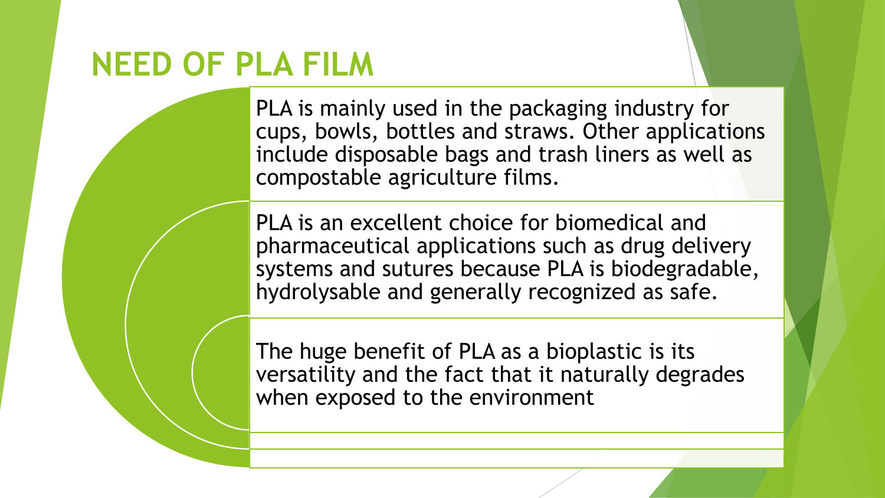# NEED OF PLA FILM

PLA is mainly used in the packaging industry for cups, bowls, bottles and straws. Other applications include disposable bags and trash liners as well as compostable agriculture films.

PLA is an excellent choice for biomedical and pharmaceutical applications such as drug delivery systems and sutures because PLA is biodegradable, hydrolysable and generally recognized as safe.

The huge benefit of PLA as a bioplastic is its versatility and the fact that it naturally degrades when exposed to the environment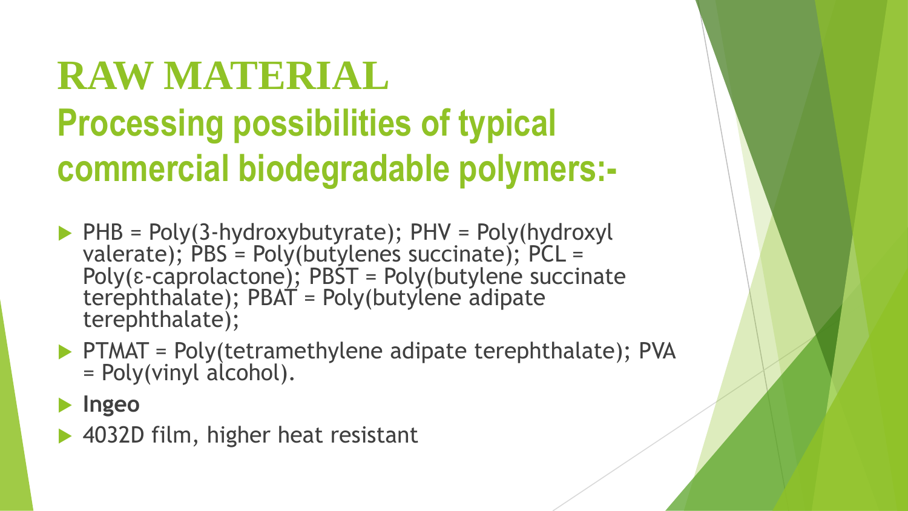# RAW MATERIAL

## Processing possibilities of typical commercial biodegradable polymers:-

- PHB = Poly(3-hydroxybutyrate); PHV = Poly(hydroxyl valerate); PBS = Poly(butylenes succinate); PCL = Poly(ε-caprolactone); PBST = Poly(butylene succinate terephthalate); PBAT = Poly(butylene adipate terephthalate);
- PTMAT = Poly(tetramethylene adipate terephthalate); PVA = Poly(vinyl alcohol).
- **Ingeo**
- 4032D film, higher heat resistant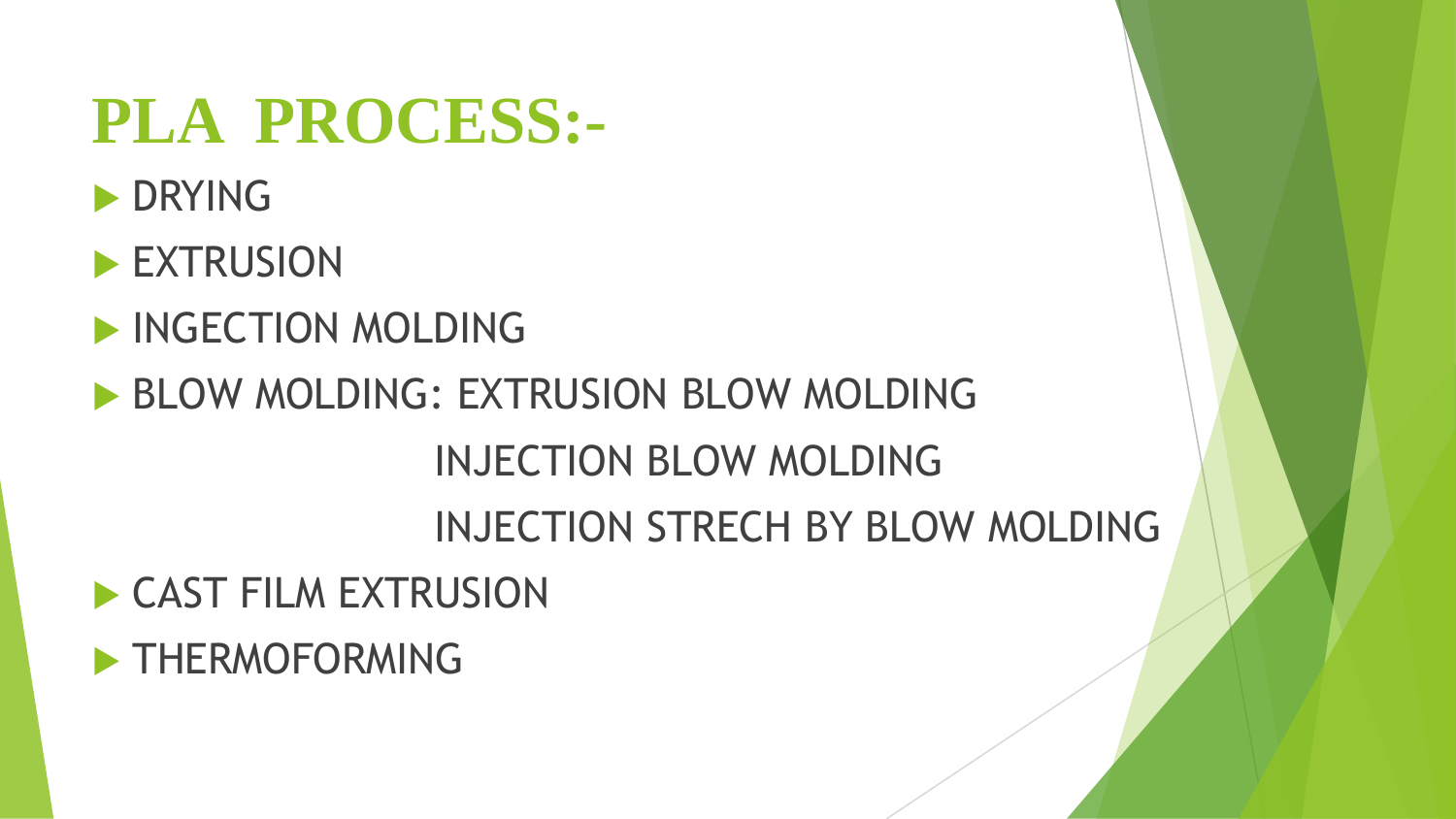# PLA PROCESS:-

- DRYING
- EXTRUSION
- INGECTION MOLDING
- BLOW MOLDING: EXTRUSION BLOW MOLDING
  INJECTION BLOW MOLDING
  INJECTION STRECH BY BLOW MOLDING
- CAST FILM EXTRUSION
- THERMOFORMING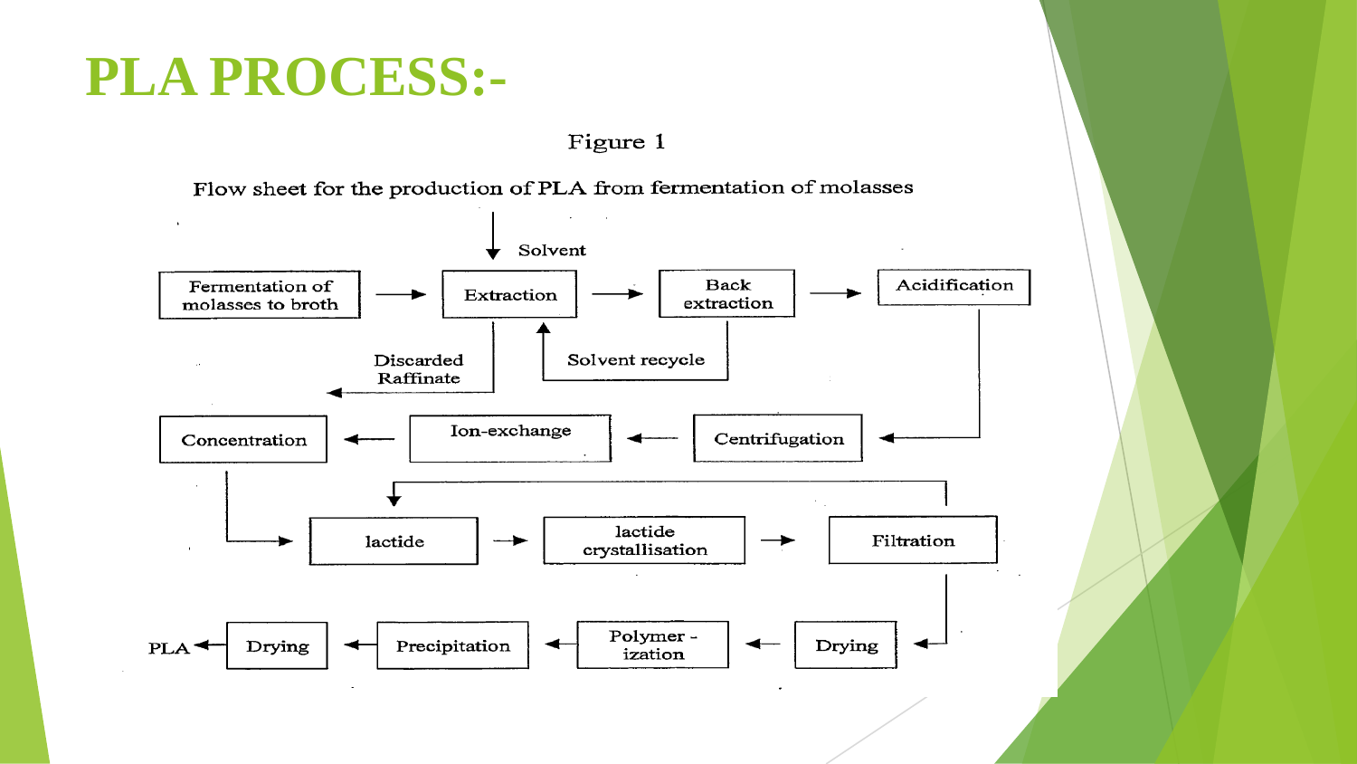# PLA PROCESS:-

Figure 1

Flow sheet for the production of PLA from fermentation of molasses

Solvent

Fermentation of molasses to broth → Extraction → Back extraction → Acidification

Discarded Raffinate

Solvent recycle

Centrifugation → Ion-exchange → Concentration

Concentration → lactide → lactide crystallisation → Filtration

Filtration → Drying → Polymer - ization → Precipitation → Drying → PLA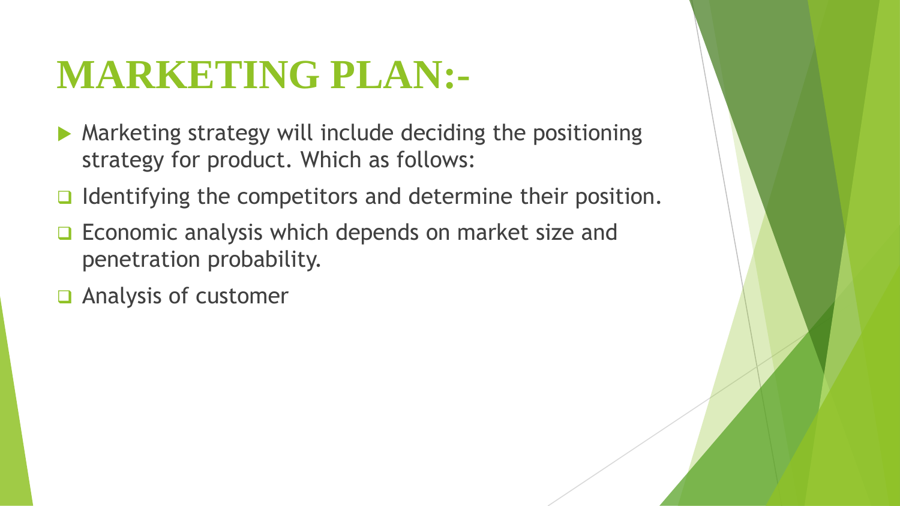# MARKETING PLAN:-

- Marketing strategy will include deciding the positioning strategy for product. Which as follows:
- Identifying the competitors and determine their position.
- Economic analysis which depends on market size and penetration probability.
- Analysis of customer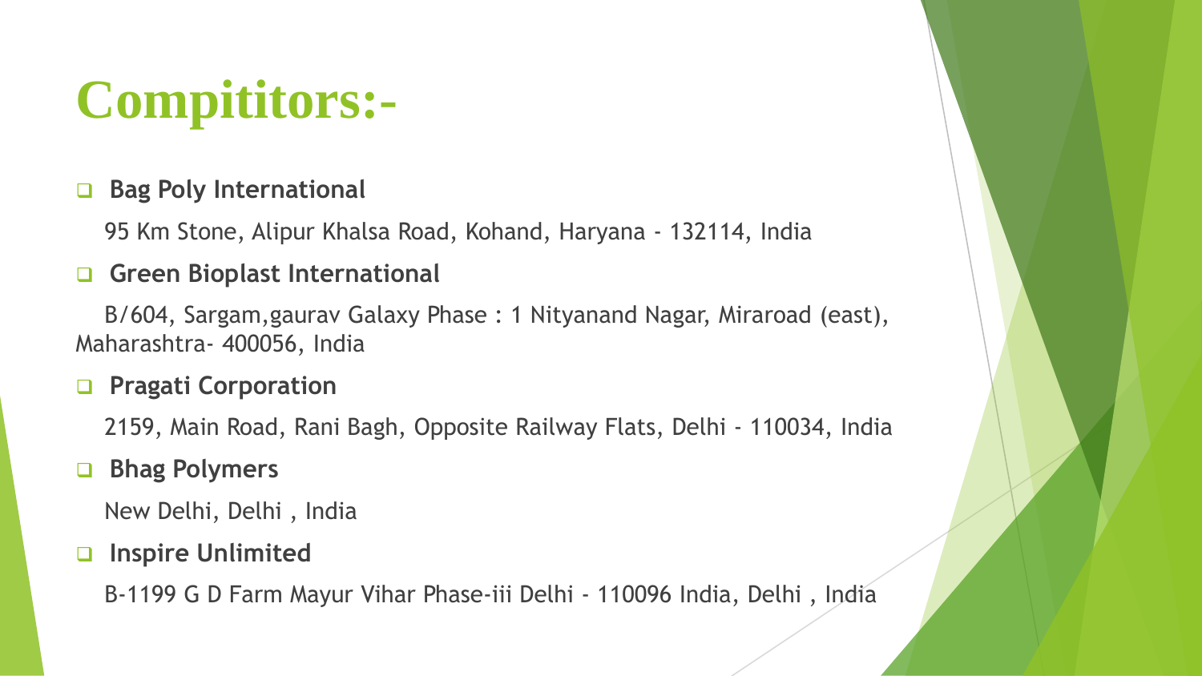# Compititors:-

- **Bag Poly International**

  95 Km Stone, Alipur Khalsa Road, Kohand, Haryana - 132114, India

- **Green Bioplast International**

  B/604, Sargam,gaurav Galaxy Phase : 1 Nityanand Nagar, Miraroad (east), Maharashtra- 400056, India

- **Pragati Corporation**

  2159, Main Road, Rani Bagh, Opposite Railway Flats, Delhi - 110034, India

- **Bhag Polymers**

  New Delhi, Delhi , India

- **Inspire Unlimited**

  B-1199 G D Farm Mayur Vihar Phase-iii Delhi - 110096 India, Delhi , India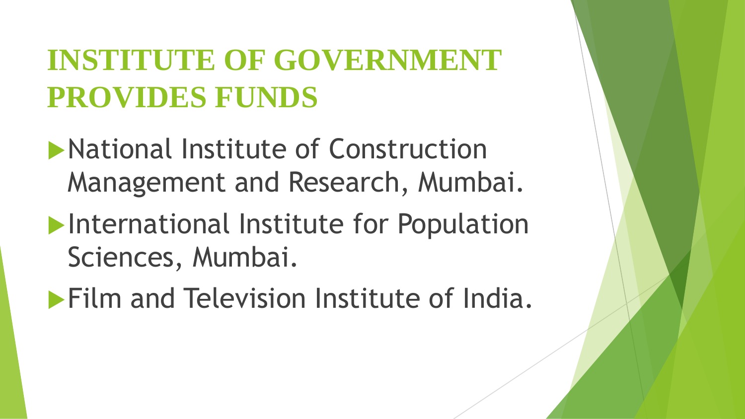# INSTITUTE OF GOVERNMENT PROVIDES FUNDS

- National Institute of Construction Management and Research, Mumbai.
- International Institute for Population Sciences, Mumbai.
- Film and Television Institute of India.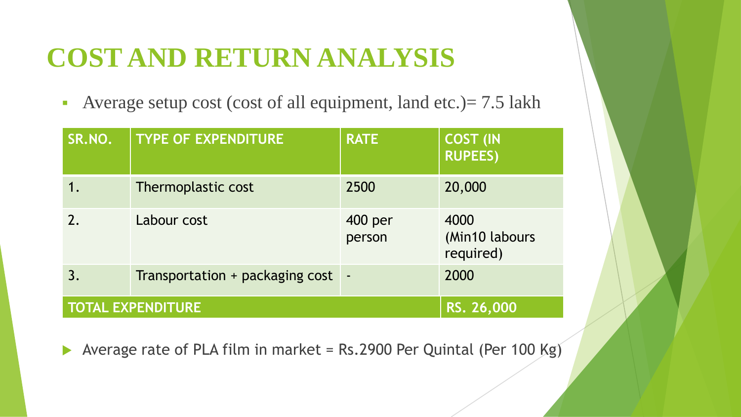# COST AND RETURN ANALYSIS

- Average setup cost (cost of all equipment, land etc.)= 7.5 lakh

| SR.NO. | TYPE OF EXPENDITURE | RATE | COST (IN RUPEES) |
|---|---|---|---|
| 1. | Thermoplastic cost | 2500 | 20,000 |
| 2. | Labour cost | 400 per person | 4000 (Min10 labours required) |
| 3. | Transportation + packaging cost | - | 2000 |
| TOTAL EXPENDITURE | | | RS. 26,000 |

- Average rate of PLA film in market = Rs.2900 Per Quintal (Per 100 Kg)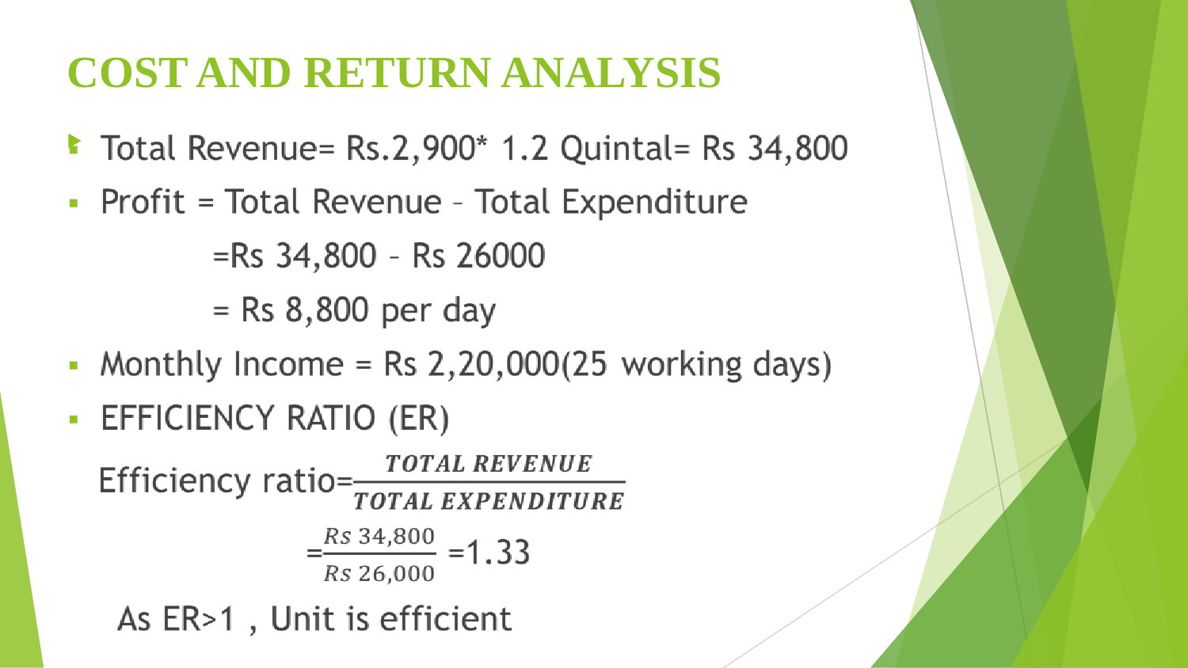# COST AND RETURN ANALYSIS

- Total Revenue= Rs.2,900* 1.2 Quintal= Rs 34,800
- Profit = Total Revenue – Total Expenditure

  =Rs 34,800 – Rs 26000

  = Rs 8,800 per day
- Monthly Income = Rs 2,20,000(25 working days)
- EFFICIENCY RATIO (ER)

$$\text{Efficiency ratio} = \frac{\textit{TOTAL REVENUE}}{\textit{TOTAL EXPENDITURE}}$$

$$= \frac{Rs\ 34{,}800}{Rs\ 26{,}000} = 1.33$$

As ER>1 , Unit is efficient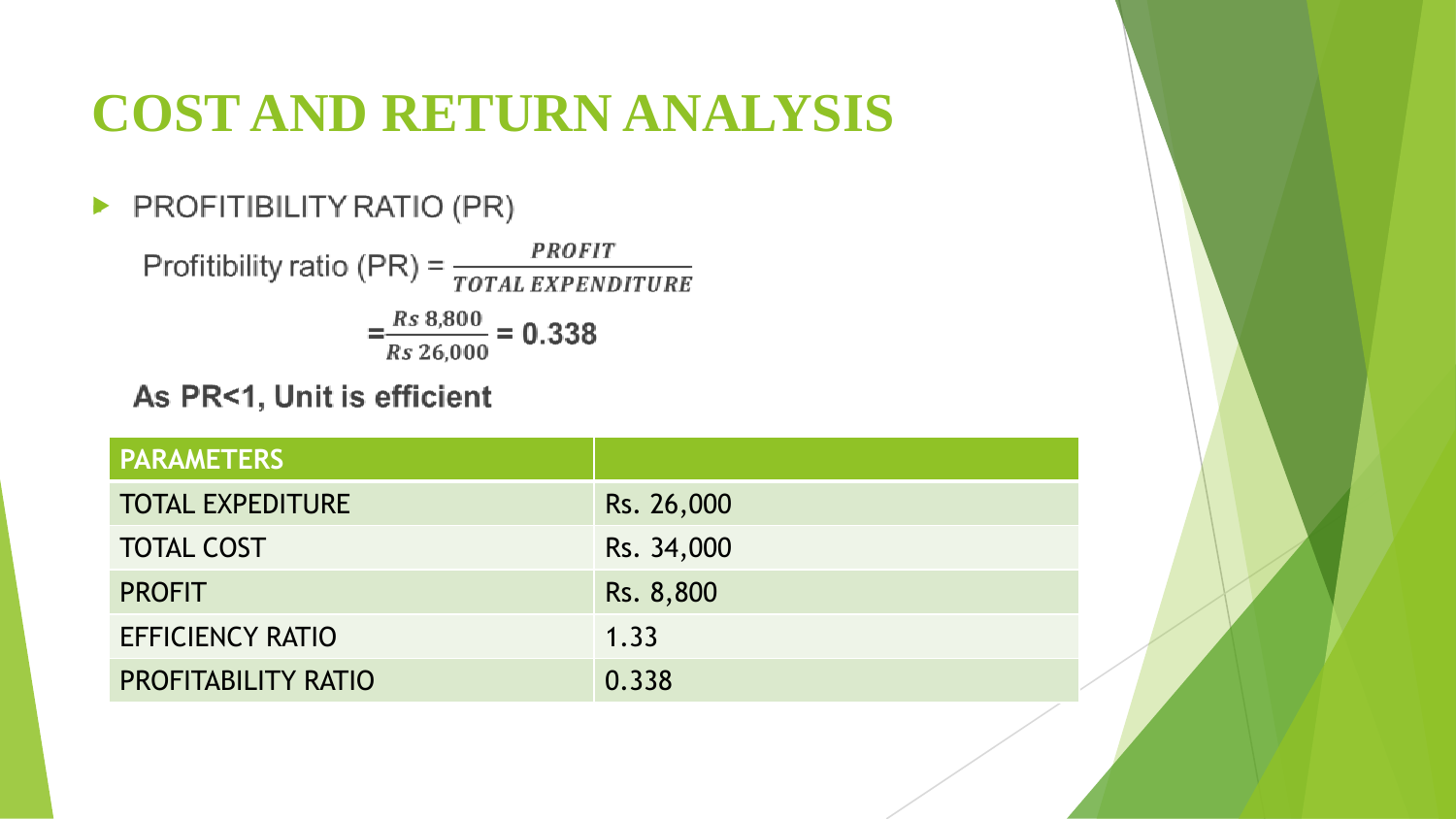# COST AND RETURN ANALYSIS

- PROFITIBILITY RATIO (PR)

Profitibility ratio (PR) = $\frac{PROFIT}{TOTAL\ EXPENDITURE}$

$$=\frac{Rs\ 8{,}800}{Rs\ 26{,}000} = 0.338$$

**As PR<1, Unit is efficient**

| PARAMETERS | |
|---|---|
| TOTAL EXPEDITURE | Rs. 26,000 |
| TOTAL COST | Rs. 34,000 |
| PROFIT | Rs. 8,800 |
| EFFICIENCY RATIO | 1.33 |
| PROFITABILITY RATIO | 0.338 |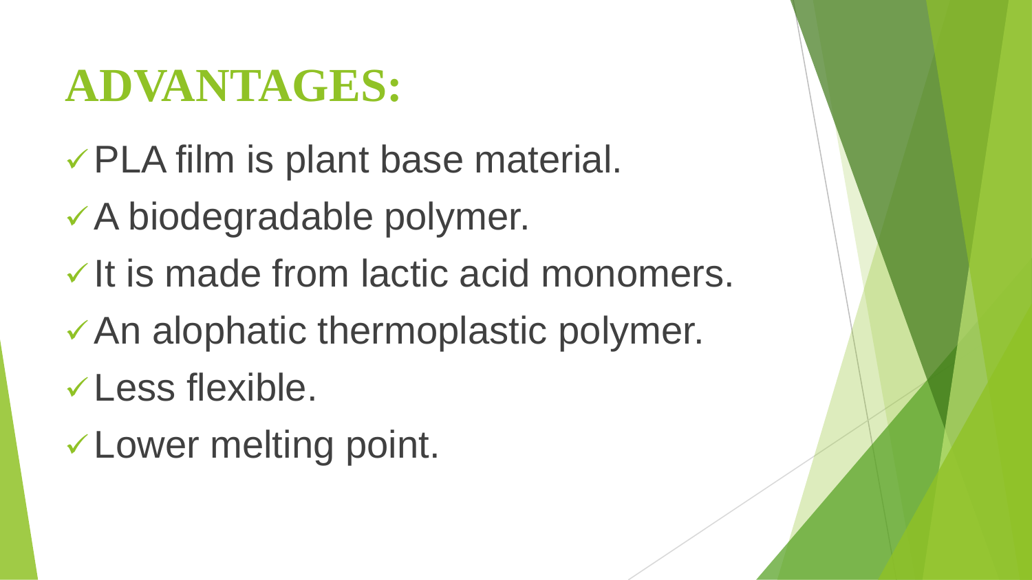# ADVANTAGES:

- ✓ PLA film is plant base material.
- ✓ A biodegradable polymer.
- ✓ It is made from lactic acid monomers.
- ✓ An alophatic thermoplastic polymer.
- ✓ Less flexible.
- ✓ Lower melting point.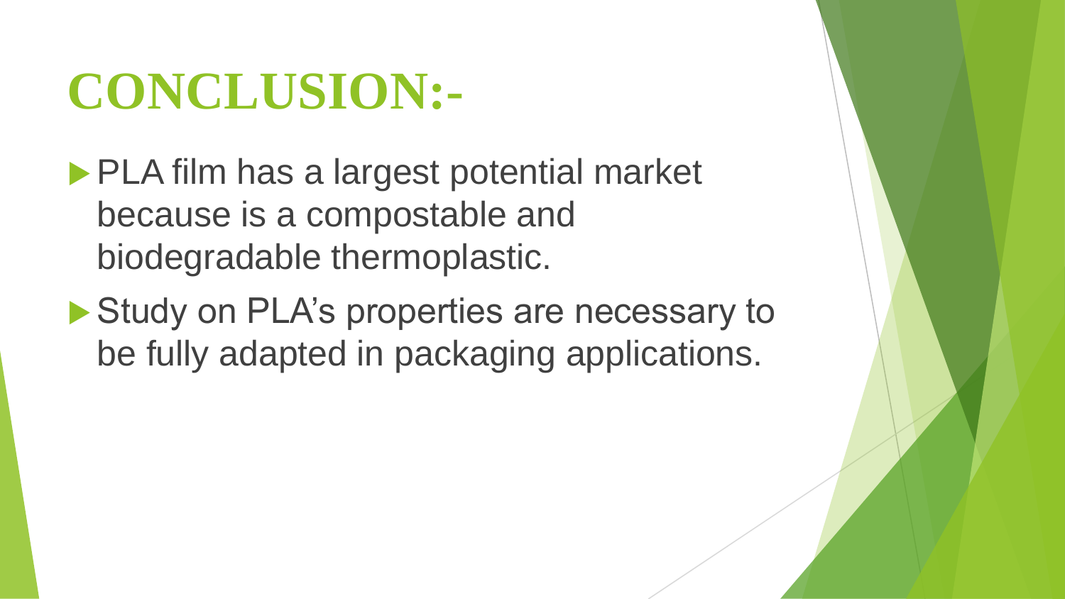# CONCLUSION:-

- PLA film has a largest potential market because is a compostable and biodegradable thermoplastic.
- Study on PLA's properties are necessary to be fully adapted in packaging applications.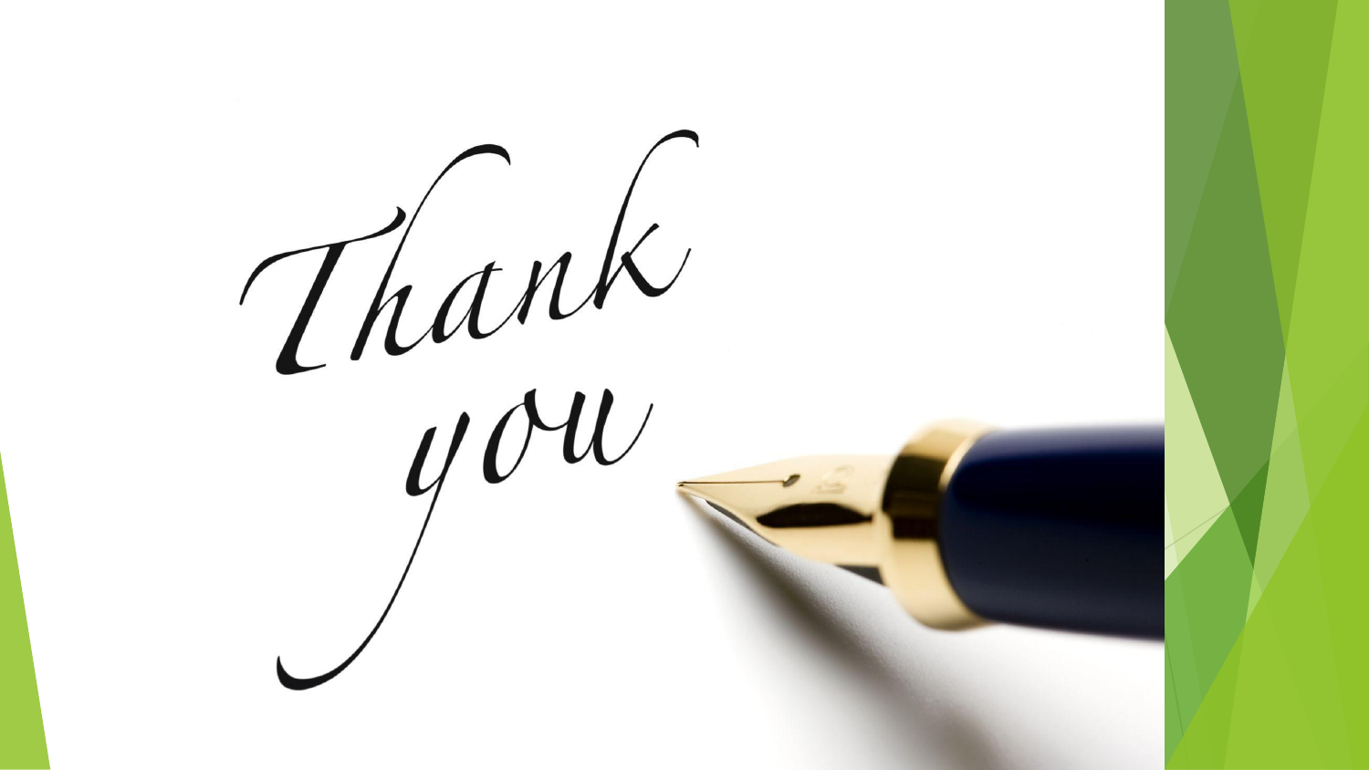Thank you